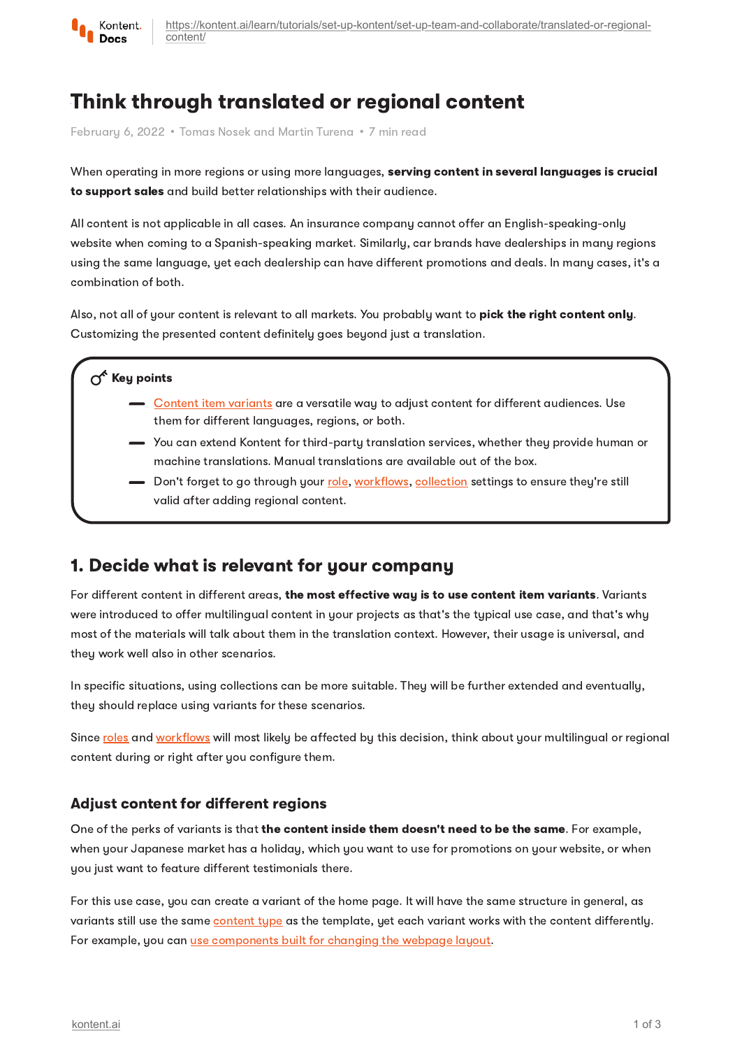# Think through translated or regional content

February 6, 2022 • Tomas Nosek and Martin Turena • 7 min read

When operating in more regions or using more languages, **serving content in several languages is crucial to support sales** and build better relationships with their audience.

All content is not applicable in all cases. An insurance company cannot offer an English-speaking-only website when coming to a Spanish-speaking market. Similarly, car brands have dealerships in many regions using the same language, yet each dealership can have different promotions and deals. In many cases, it's a combination of both.

Also, not all of your content is relevant to all markets. You probably want to **pick the right content only**. Customizing the presented content definitely goes beyond just a translation.

**Key points**

- Content item variants are a versatile way to adjust content for different audiences. Use them for different languages, regions, or both.
- You can extend Kontent for third-party translation services, whether they provide human or machine translations. Manual translations are available out of the box.
- Don't forget to go through your role, workflows, collection settings to ensure they're still valid after adding regional content.

## 1. Decide what is relevant for your company

For different content in different areas, **the most effective way is to use content item variants**. Variants were introduced to offer multilingual content in your projects as that's the typical use case, and that's why most of the materials will talk about them in the translation context. However, their usage is universal, and they work well also in other scenarios.

In specific situations, using collections can be more suitable. They will be further extended and eventually, they should replace using variants for these scenarios.

Since roles and workflows will most likely be affected by this decision, think about your multilingual or regional content during or right after you configure them.

### Adjust content for different regions

One of the perks of variants is that **the content inside them doesn't need to be the same**. For example, when your Japanese market has a holiday, which you want to use for promotions on your website, or when you just want to feature different testimonials there.

For this use case, you can create a variant of the home page. It will have the same structure in general, as variants still use the same content type as the template, yet each variant works with the content differently. For example, you can use components built for changing the webpage layout.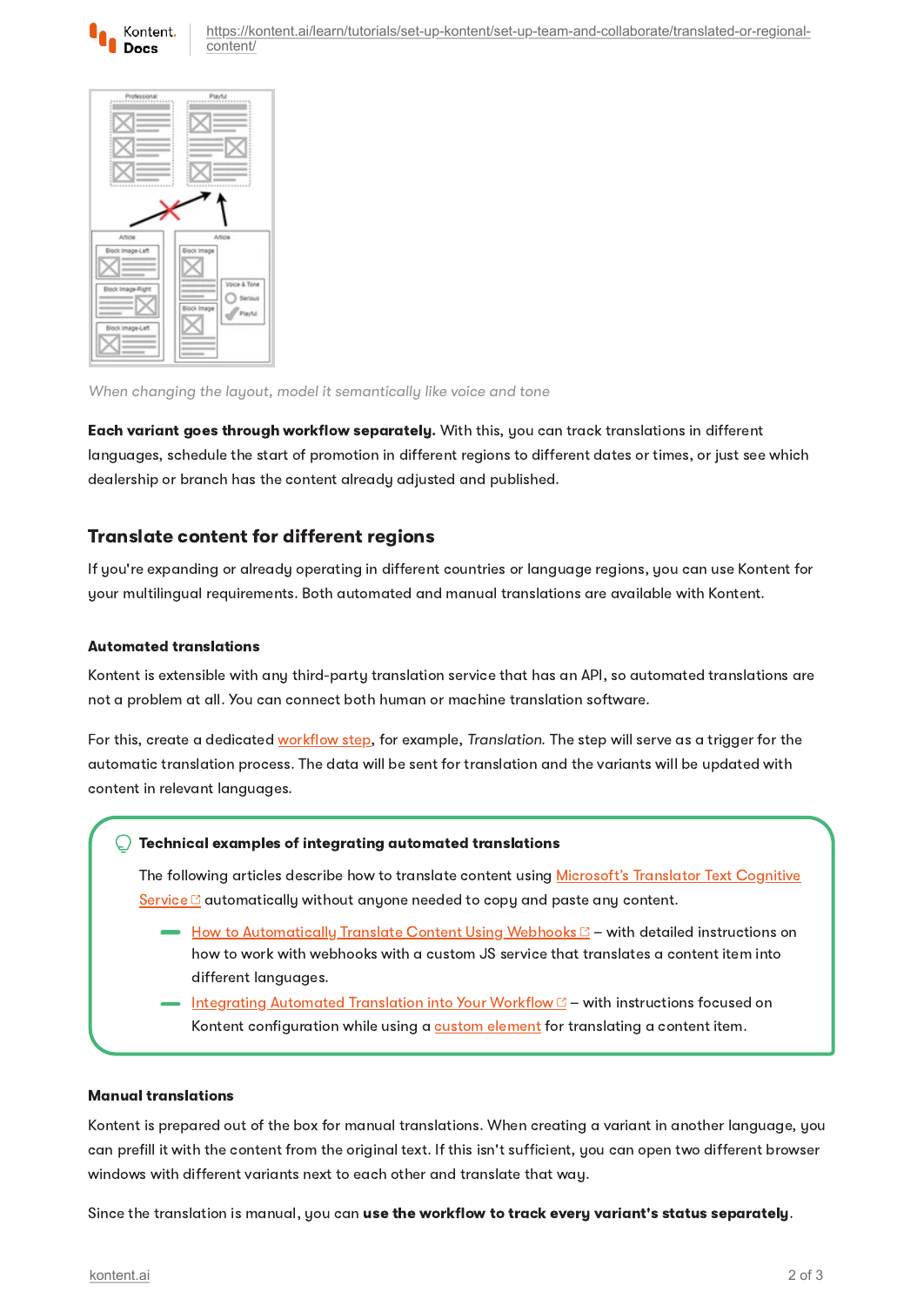*When changing the layout, model it semantically like voice and tone*

**Each variant goes through workflow separately.** With this, you can track translations in different languages, schedule the start of promotion in different regions to different dates or times, or just see which dealership or branch has the content already adjusted and published.

## Translate content for different regions

If you're expanding or already operating in different countries or language regions, you can use Kontent for your multilingual requirements. Both automated and manual translations are available with Kontent.

### Automated translations

Kontent is extensible with any third-party translation service that has an API, so automated translations are not a problem at all. You can connect both human or machine translation software.

For this, create a dedicated workflow step, for example, *Translation*. The step will serve as a trigger for the automatic translation process. The data will be sent for translation and the variants will be updated with content in relevant languages.

> **Technical examples of integrating automated translations**
>
> The following articles describe how to translate content using Microsoft's Translator Text Cognitive Service automatically without anyone needed to copy and paste any content.
>
> - How to Automatically Translate Content Using Webhooks – with detailed instructions on how to work with webhooks with a custom JS service that translates a content item into different languages.
> - Integrating Automated Translation into Your Workflow – with instructions focused on Kontent configuration while using a custom element for translating a content item.

### Manual translations

Kontent is prepared out of the box for manual translations. When creating a variant in another language, you can prefill it with the content from the original text. If this isn't sufficient, you can open two different browser windows with different variants next to each other and translate that way.

Since the translation is manual, you can **use the workflow to track every variant's status separately**.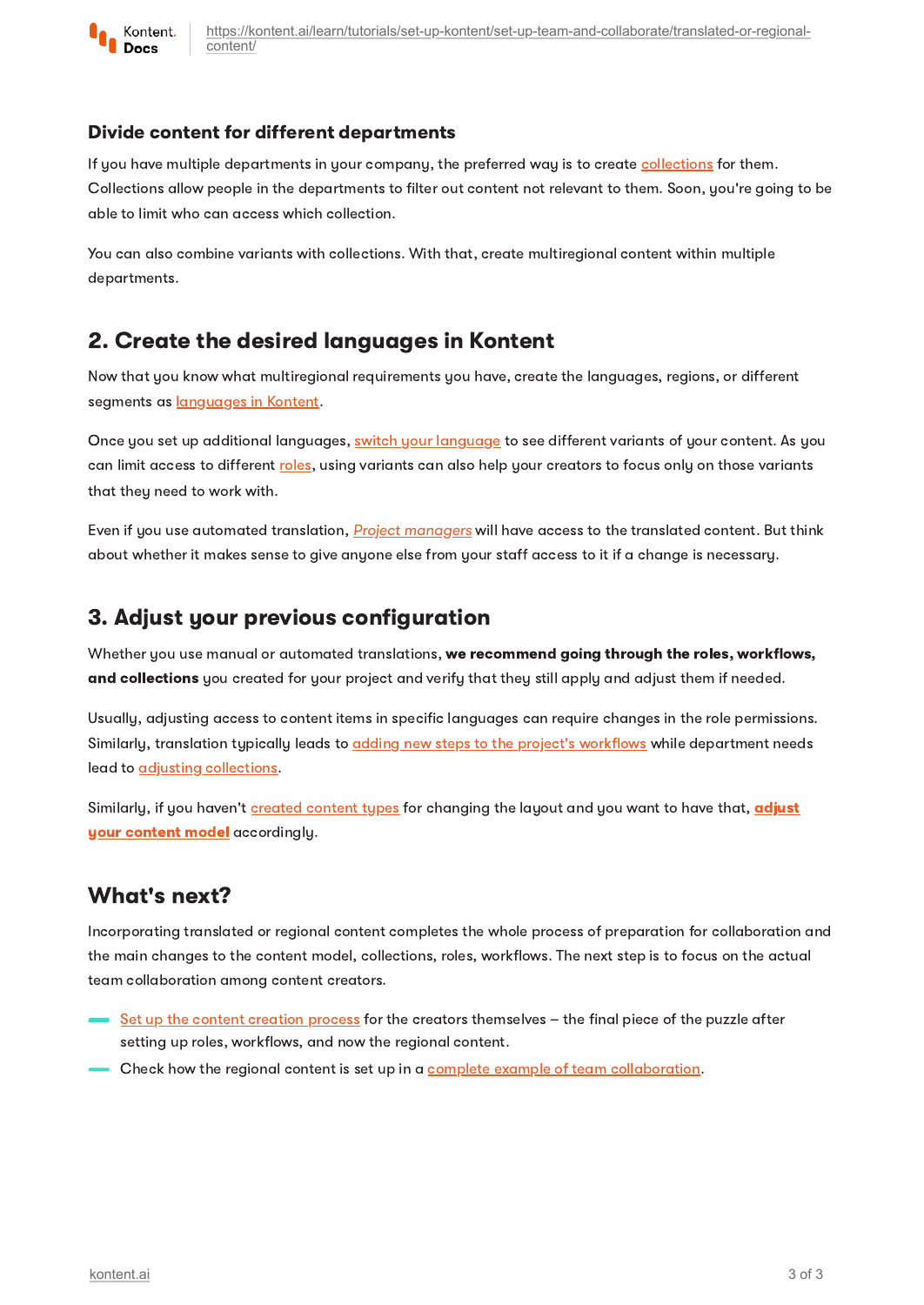### Divide content for different departments

If you have multiple departments in your company, the preferred way is to create collections for them. Collections allow people in the departments to filter out content not relevant to them. Soon, you're going to be able to limit who can access which collection.

You can also combine variants with collections. With that, create multiregional content within multiple departments.

## 2. Create the desired languages in Kontent

Now that you know what multiregional requirements you have, create the languages, regions, or different segments as languages in Kontent.

Once you set up additional languages, switch your language to see different variants of your content. As you can limit access to different roles, using variants can also help your creators to focus only on those variants that they need to work with.

Even if you use automated translation, *Project managers* will have access to the translated content. But think about whether it makes sense to give anyone else from your staff access to it if a change is necessary.

## 3. Adjust your previous configuration

Whether you use manual or automated translations, **we recommend going through the roles, workflows, and collections** you created for your project and verify that they still apply and adjust them if needed.

Usually, adjusting access to content items in specific languages can require changes in the role permissions. Similarly, translation typically leads to adding new steps to the project's workflows while department needs lead to adjusting collections.

Similarly, if you haven't created content types for changing the layout and you want to have that, **adjust your content model** accordingly.

## What's next?

Incorporating translated or regional content completes the whole process of preparation for collaboration and the main changes to the content model, collections, roles, workflows. The next step is to focus on the actual team collaboration among content creators.

- Set up the content creation process for the creators themselves – the final piece of the puzzle after setting up roles, workflows, and now the regional content.
- Check how the regional content is set up in a complete example of team collaboration.